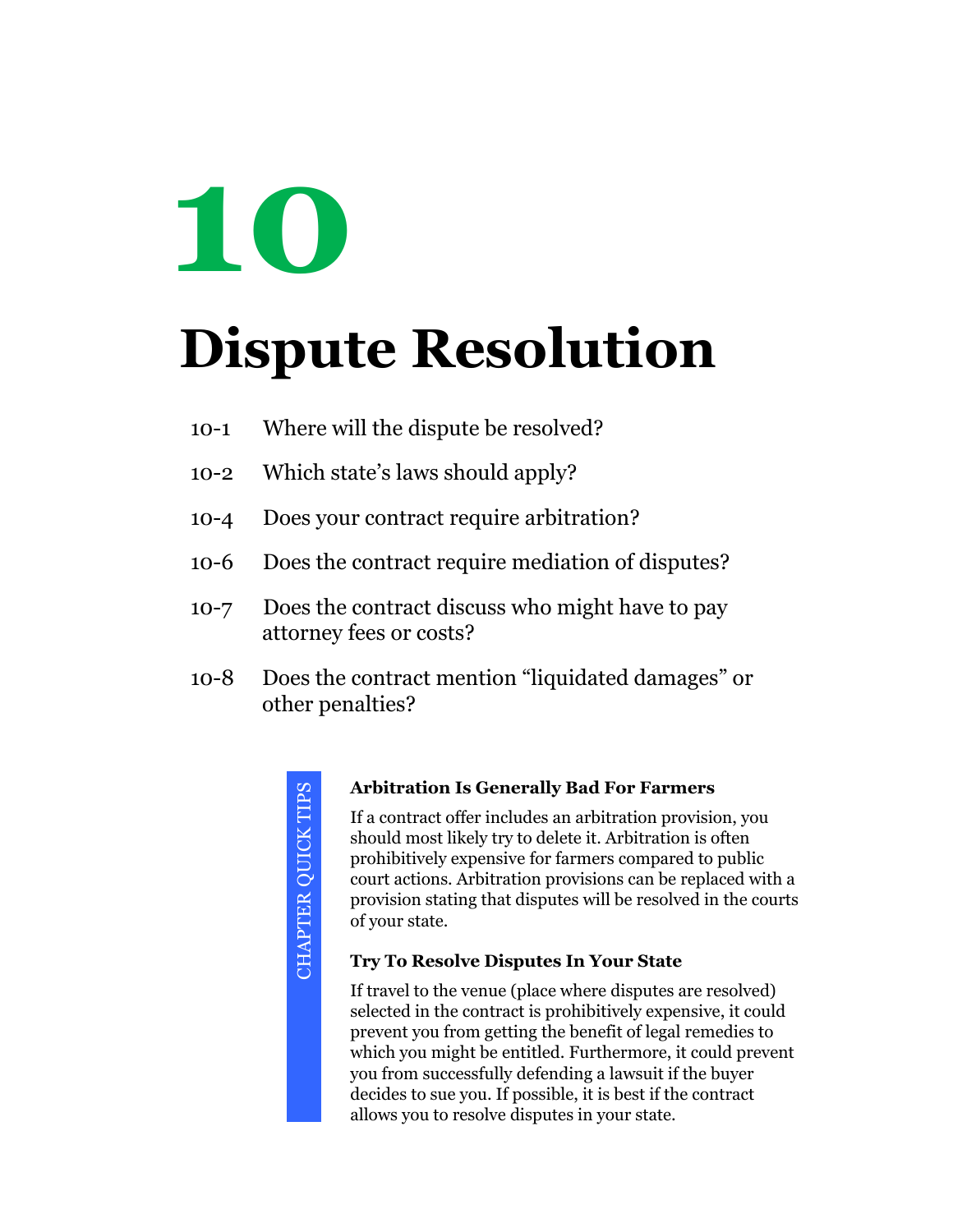# 10

# Dispute Resolution

10-1 Where will the dispute be resolved?

10-2 Which state's laws should apply?

10-4 Does your contract require arbitration?

10-6 Does the contract require mediation of disputes?

10-7 Does the contract discuss who might have to pay attorney fees or costs?

10-8 Does the contract mention "liquidated damages" or other penalties?

CHAPTER QUICK TIPS

**Arbitration Is Generally Bad For Farmers**

If a contract offer includes an arbitration provision, you should most likely try to delete it. Arbitration is often prohibitively expensive for farmers compared to public court actions. Arbitration provisions can be replaced with a provision stating that disputes will be resolved in the courts of your state.

**Try To Resolve Disputes In Your State**

If travel to the venue (place where disputes are resolved) selected in the contract is prohibitively expensive, it could prevent you from getting the benefit of legal remedies to which you might be entitled. Furthermore, it could prevent you from successfully defending a lawsuit if the buyer decides to sue you. If possible, it is best if the contract allows you to resolve disputes in your state.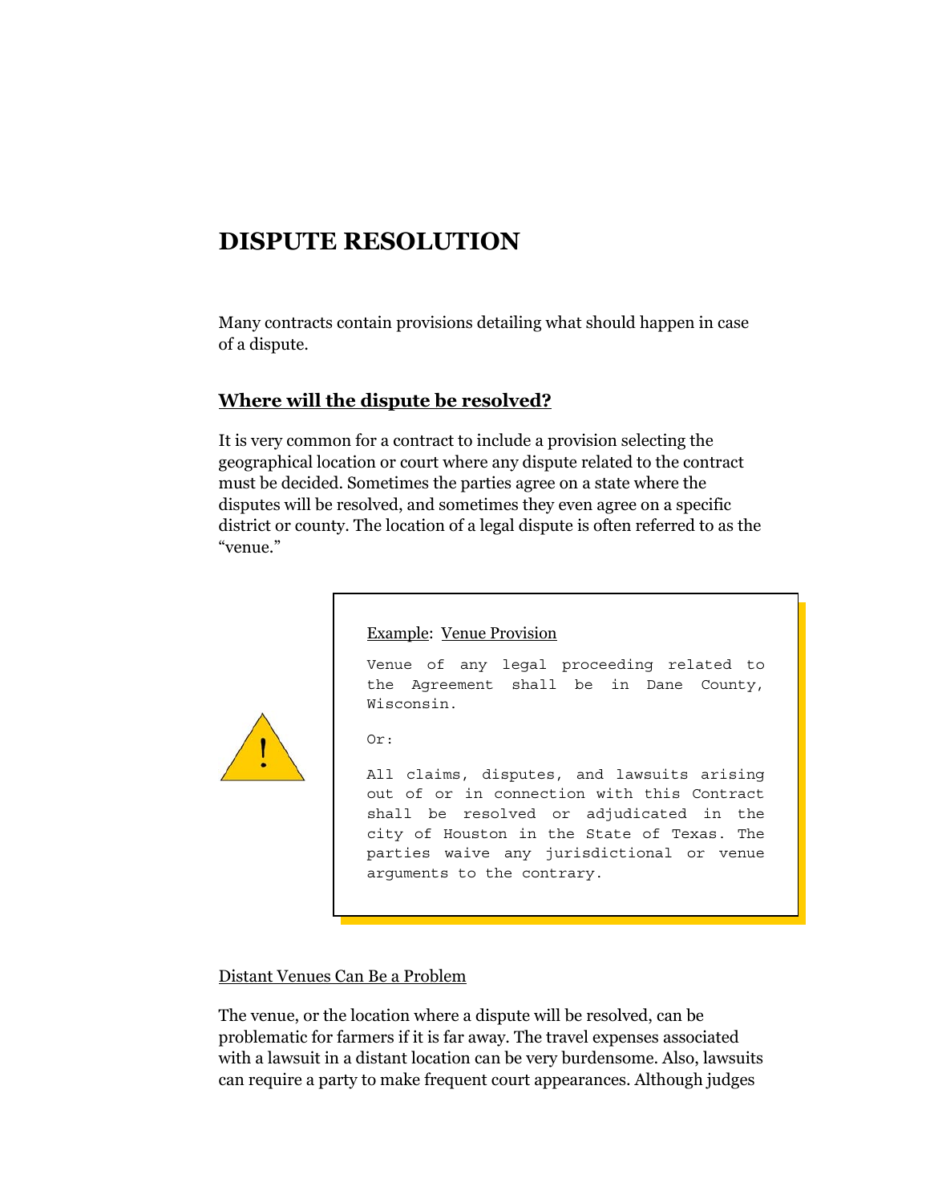# DISPUTE RESOLUTION

Many contracts contain provisions detailing what should happen in case of a dispute.

## Where will the dispute be resolved?

It is very common for a contract to include a provision selecting the geographical location or court where any dispute related to the contract must be decided. Sometimes the parties agree on a state where the disputes will be resolved, and sometimes they even agree on a specific district or county. The location of a legal dispute is often referred to as the "venue."

> Example: Venue Provision
>
> Venue of any legal proceeding related to the Agreement shall be in Dane County, Wisconsin.
>
> Or:
>
> All claims, disputes, and lawsuits arising out of or in connection with this Contract shall be resolved or adjudicated in the city of Houston in the State of Texas. The parties waive any jurisdictional or venue arguments to the contrary.

Distant Venues Can Be a Problem

The venue, or the location where a dispute will be resolved, can be problematic for farmers if it is far away. The travel expenses associated with a lawsuit in a distant location can be very burdensome. Also, lawsuits can require a party to make frequent court appearances. Although judges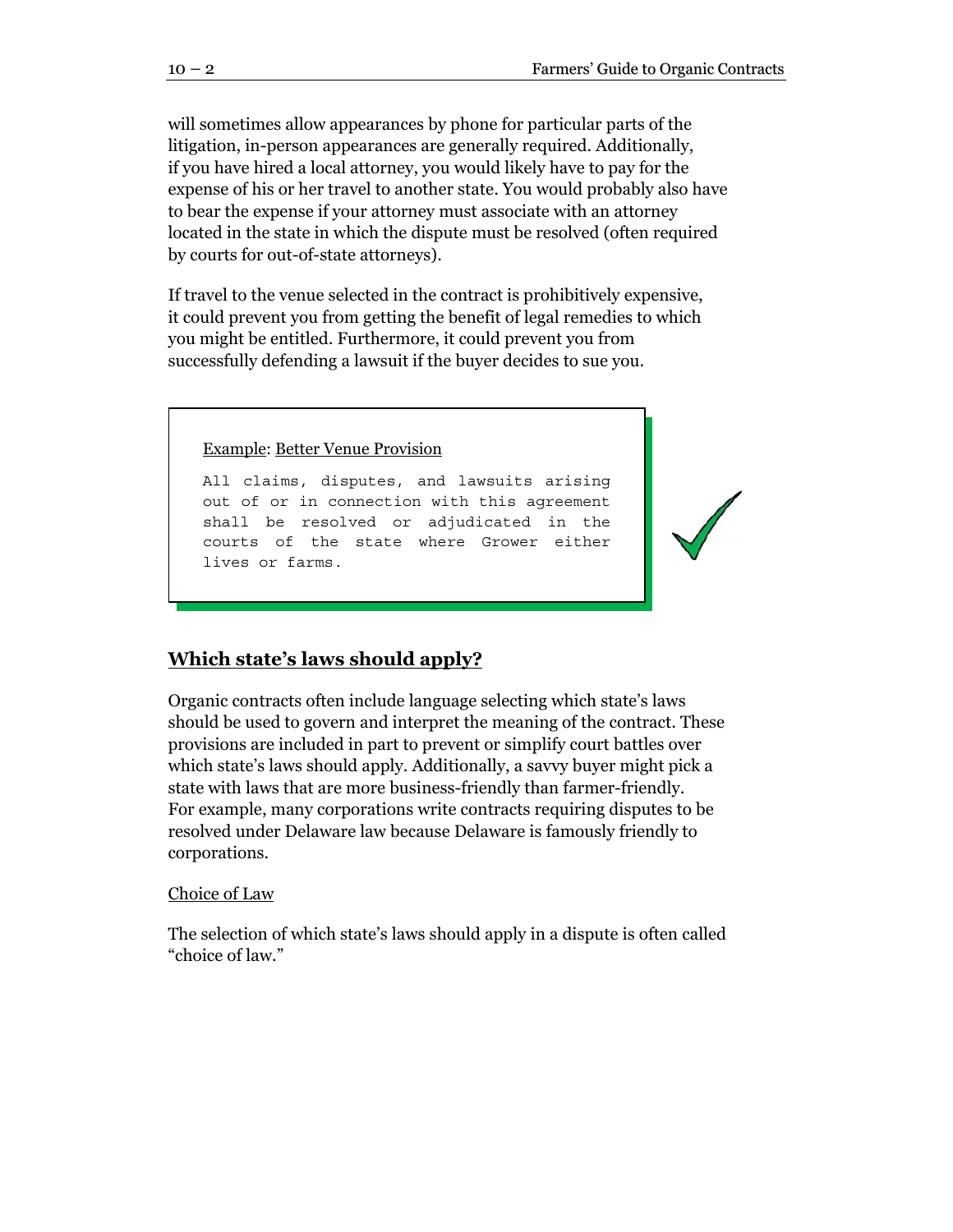will sometimes allow appearances by phone for particular parts of the litigation, in-person appearances are generally required. Additionally, if you have hired a local attorney, you would likely have to pay for the expense of his or her travel to another state. You would probably also have to bear the expense if your attorney must associate with an attorney located in the state in which the dispute must be resolved (often required by courts for out-of-state attorneys).

If travel to the venue selected in the contract is prohibitively expensive, it could prevent you from getting the benefit of legal remedies to which you might be entitled. Furthermore, it could prevent you from successfully defending a lawsuit if the buyer decides to sue you.

> Example: Better Venue Provision
>
> ```
> All claims, disputes, and lawsuits arising out of or in connection with this agreement shall be resolved or adjudicated in the courts of the state where Grower either lives or farms.
> ```

## Which state's laws should apply?

Organic contracts often include language selecting which state's laws should be used to govern and interpret the meaning of the contract. These provisions are included in part to prevent or simplify court battles over which state's laws should apply. Additionally, a savvy buyer might pick a state with laws that are more business-friendly than farmer-friendly. For example, many corporations write contracts requiring disputes to be resolved under Delaware law because Delaware is famously friendly to corporations.

Choice of Law

The selection of which state's laws should apply in a dispute is often called "choice of law."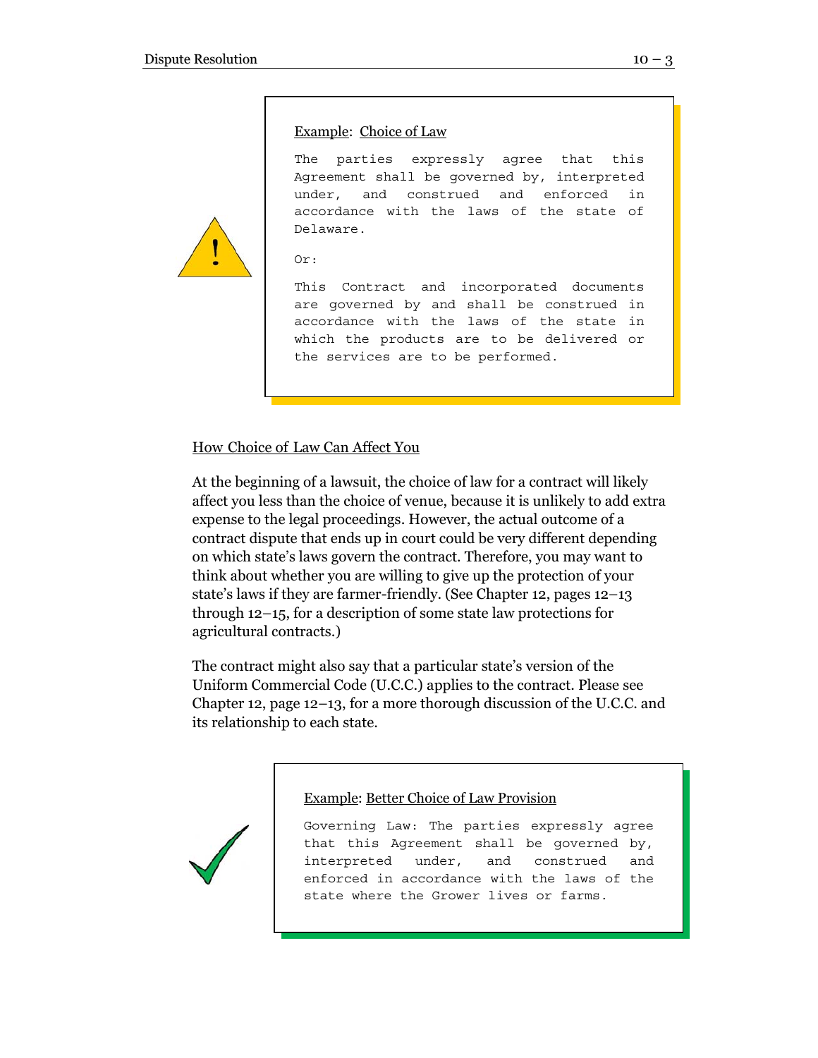> Example: Choice of Law
>
> The parties expressly agree that this Agreement shall be governed by, interpreted under, and construed and enforced in accordance with the laws of the state of Delaware.
>
> Or:
>
> This Contract and incorporated documents are governed by and shall be construed in accordance with the laws of the state in which the products are to be delivered or the services are to be performed.

How Choice of Law Can Affect You

At the beginning of a lawsuit, the choice of law for a contract will likely affect you less than the choice of venue, because it is unlikely to add extra expense to the legal proceedings. However, the actual outcome of a contract dispute that ends up in court could be very different depending on which state's laws govern the contract. Therefore, you may want to think about whether you are willing to give up the protection of your state's laws if they are farmer-friendly. (See Chapter 12, pages 12–13 through 12–15, for a description of some state law protections for agricultural contracts.)

The contract might also say that a particular state's version of the Uniform Commercial Code (U.C.C.) applies to the contract. Please see Chapter 12, page 12–13, for a more thorough discussion of the U.C.C. and its relationship to each state.

> Example: Better Choice of Law Provision
>
> Governing Law: The parties expressly agree that this Agreement shall be governed by, interpreted under, and construed and enforced in accordance with the laws of the state where the Grower lives or farms.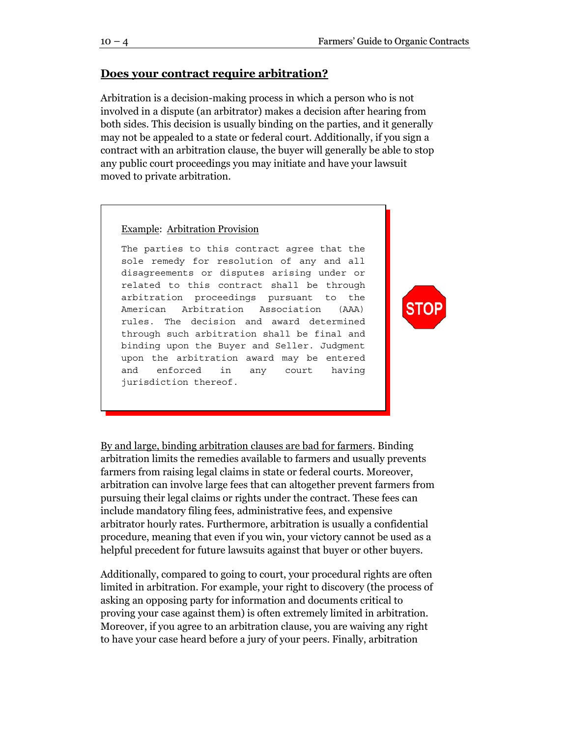## Does your contract require arbitration?

Arbitration is a decision-making process in which a person who is not involved in a dispute (an arbitrator) makes a decision after hearing from both sides. This decision is usually binding on the parties, and it generally may not be appealed to a state or federal court. Additionally, if you sign a contract with an arbitration clause, the buyer will generally be able to stop any public court proceedings you may initiate and have your lawsuit moved to private arbitration.

> Example: Arbitration Provision
>
> The parties to this contract agree that the sole remedy for resolution of any and all disagreements or disputes arising under or related to this contract shall be through arbitration proceedings pursuant to the American Arbitration Association (AAA) rules. The decision and award determined through such arbitration shall be final and binding upon the Buyer and Seller. Judgment upon the arbitration award may be entered and enforced in any court having jurisdiction thereof.

STOP

By and large, binding arbitration clauses are bad for farmers. Binding arbitration limits the remedies available to farmers and usually prevents farmers from raising legal claims in state or federal courts. Moreover, arbitration can involve large fees that can altogether prevent farmers from pursuing their legal claims or rights under the contract. These fees can include mandatory filing fees, administrative fees, and expensive arbitrator hourly rates. Furthermore, arbitration is usually a confidential procedure, meaning that even if you win, your victory cannot be used as a helpful precedent for future lawsuits against that buyer or other buyers.

Additionally, compared to going to court, your procedural rights are often limited in arbitration. For example, your right to discovery (the process of asking an opposing party for information and documents critical to proving your case against them) is often extremely limited in arbitration. Moreover, if you agree to an arbitration clause, you are waiving any right to have your case heard before a jury of your peers. Finally, arbitration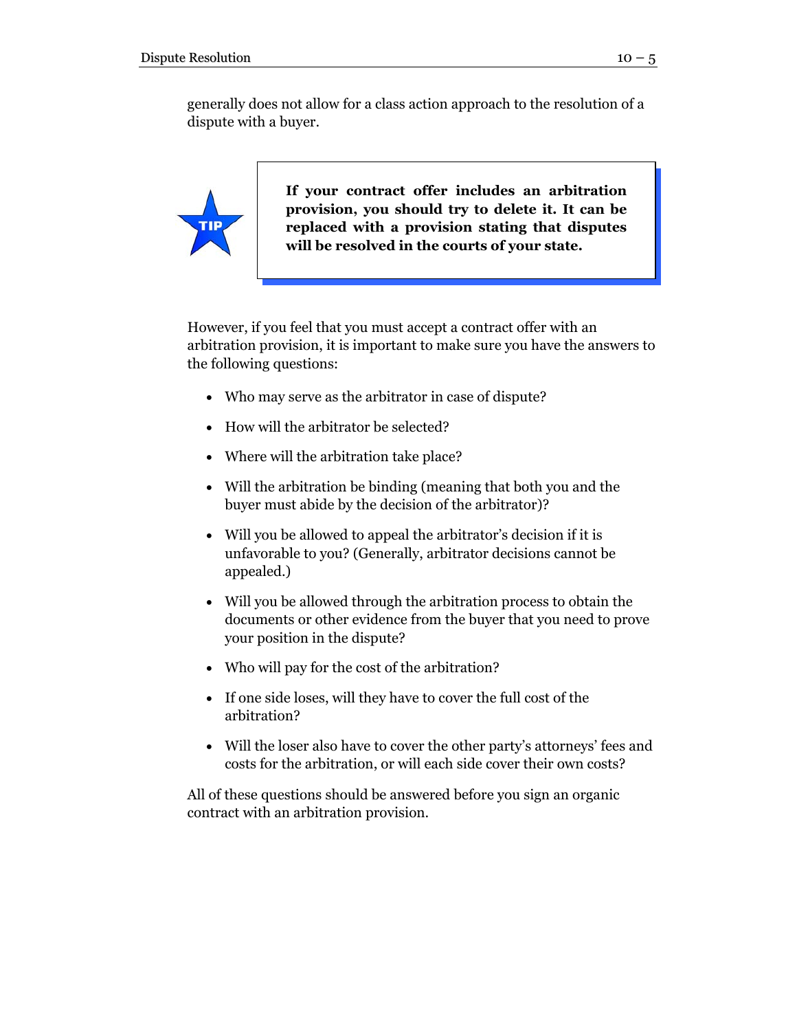generally does not allow for a class action approach to the resolution of a dispute with a buyer.

> **TIP**
>
> **If your contract offer includes an arbitration provision, you should try to delete it. It can be replaced with a provision stating that disputes will be resolved in the courts of your state.**

However, if you feel that you must accept a contract offer with an arbitration provision, it is important to make sure you have the answers to the following questions:

- Who may serve as the arbitrator in case of dispute?
- How will the arbitrator be selected?
- Where will the arbitration take place?
- Will the arbitration be binding (meaning that both you and the buyer must abide by the decision of the arbitrator)?
- Will you be allowed to appeal the arbitrator's decision if it is unfavorable to you? (Generally, arbitrator decisions cannot be appealed.)
- Will you be allowed through the arbitration process to obtain the documents or other evidence from the buyer that you need to prove your position in the dispute?
- Who will pay for the cost of the arbitration?
- If one side loses, will they have to cover the full cost of the arbitration?
- Will the loser also have to cover the other party's attorneys' fees and costs for the arbitration, or will each side cover their own costs?

All of these questions should be answered before you sign an organic contract with an arbitration provision.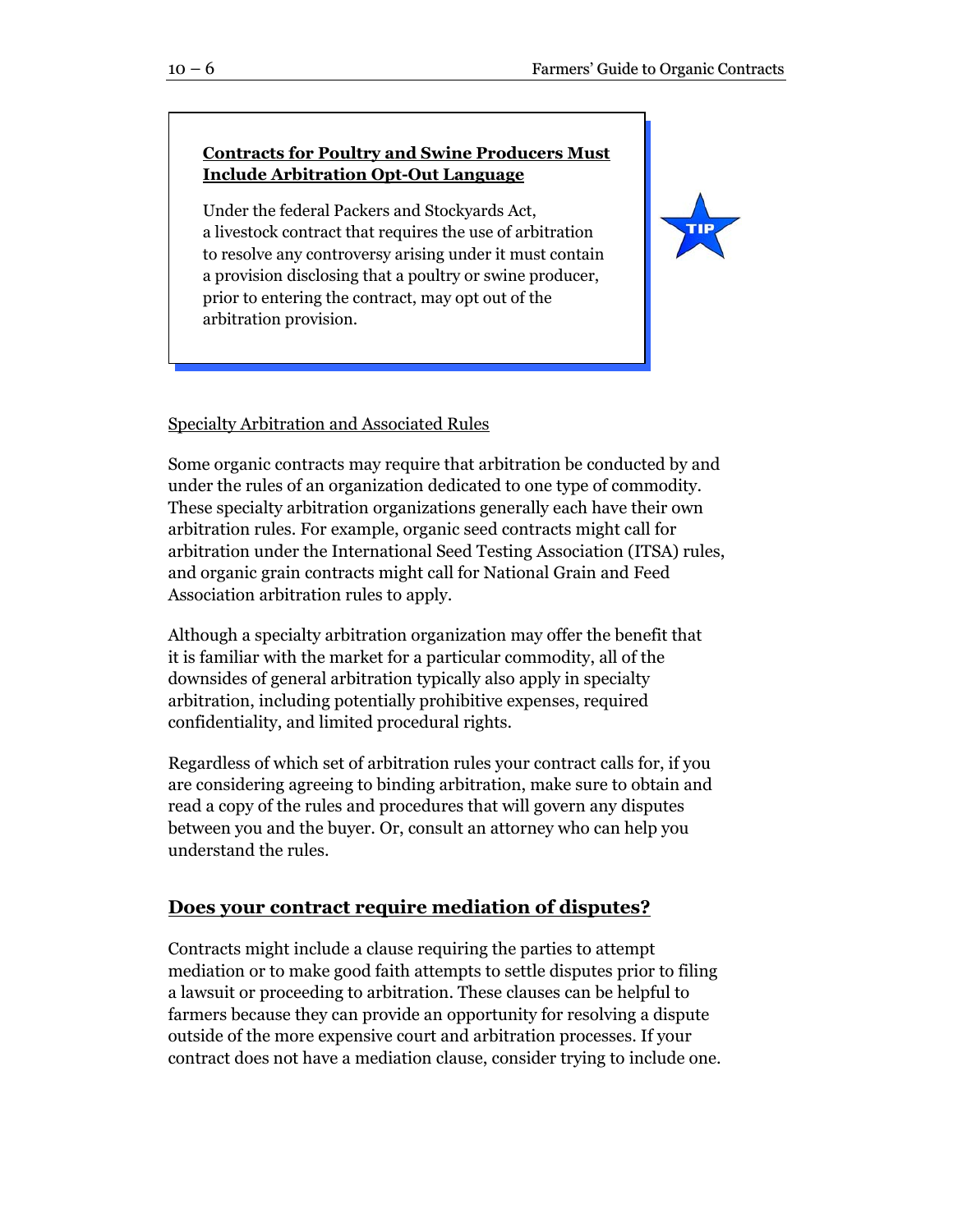**Contracts for Poultry and Swine Producers Must Include Arbitration Opt-Out Language**

Under the federal Packers and Stockyards Act, a livestock contract that requires the use of arbitration to resolve any controversy arising under it must contain a provision disclosing that a poultry or swine producer, prior to entering the contract, may opt out of the arbitration provision.

TIP

Specialty Arbitration and Associated Rules

Some organic contracts may require that arbitration be conducted by and under the rules of an organization dedicated to one type of commodity. These specialty arbitration organizations generally each have their own arbitration rules. For example, organic seed contracts might call for arbitration under the International Seed Testing Association (ITSA) rules, and organic grain contracts might call for National Grain and Feed Association arbitration rules to apply.

Although a specialty arbitration organization may offer the benefit that it is familiar with the market for a particular commodity, all of the downsides of general arbitration typically also apply in specialty arbitration, including potentially prohibitive expenses, required confidentiality, and limited procedural rights.

Regardless of which set of arbitration rules your contract calls for, if you are considering agreeing to binding arbitration, make sure to obtain and read a copy of the rules and procedures that will govern any disputes between you and the buyer. Or, consult an attorney who can help you understand the rules.

## Does your contract require mediation of disputes?

Contracts might include a clause requiring the parties to attempt mediation or to make good faith attempts to settle disputes prior to filing a lawsuit or proceeding to arbitration. These clauses can be helpful to farmers because they can provide an opportunity for resolving a dispute outside of the more expensive court and arbitration processes. If your contract does not have a mediation clause, consider trying to include one.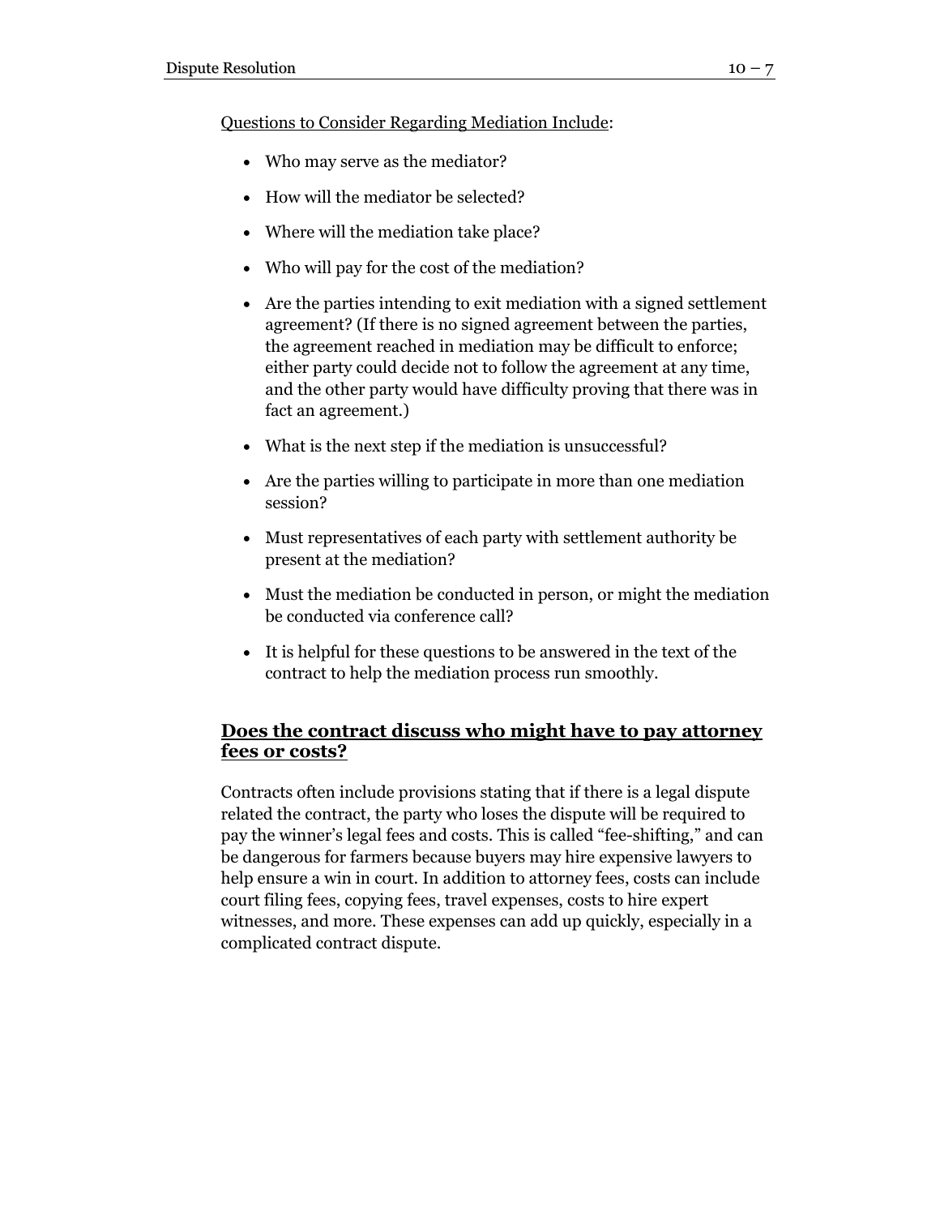<u>Questions to Consider Regarding Mediation Include</u>:

- Who may serve as the mediator?
- How will the mediator be selected?
- Where will the mediation take place?
- Who will pay for the cost of the mediation?
- Are the parties intending to exit mediation with a signed settlement agreement? (If there is no signed agreement between the parties, the agreement reached in mediation may be difficult to enforce; either party could decide not to follow the agreement at any time, and the other party would have difficulty proving that there was in fact an agreement.)
- What is the next step if the mediation is unsuccessful?
- Are the parties willing to participate in more than one mediation session?
- Must representatives of each party with settlement authority be present at the mediation?
- Must the mediation be conducted in person, or might the mediation be conducted via conference call?
- It is helpful for these questions to be answered in the text of the contract to help the mediation process run smoothly.

## <u>Does the contract discuss who might have to pay attorney fees or costs?</u>

Contracts often include provisions stating that if there is a legal dispute related the contract, the party who loses the dispute will be required to pay the winner's legal fees and costs. This is called "fee-shifting," and can be dangerous for farmers because buyers may hire expensive lawyers to help ensure a win in court. In addition to attorney fees, costs can include court filing fees, copying fees, travel expenses, costs to hire expert witnesses, and more. These expenses can add up quickly, especially in a complicated contract dispute.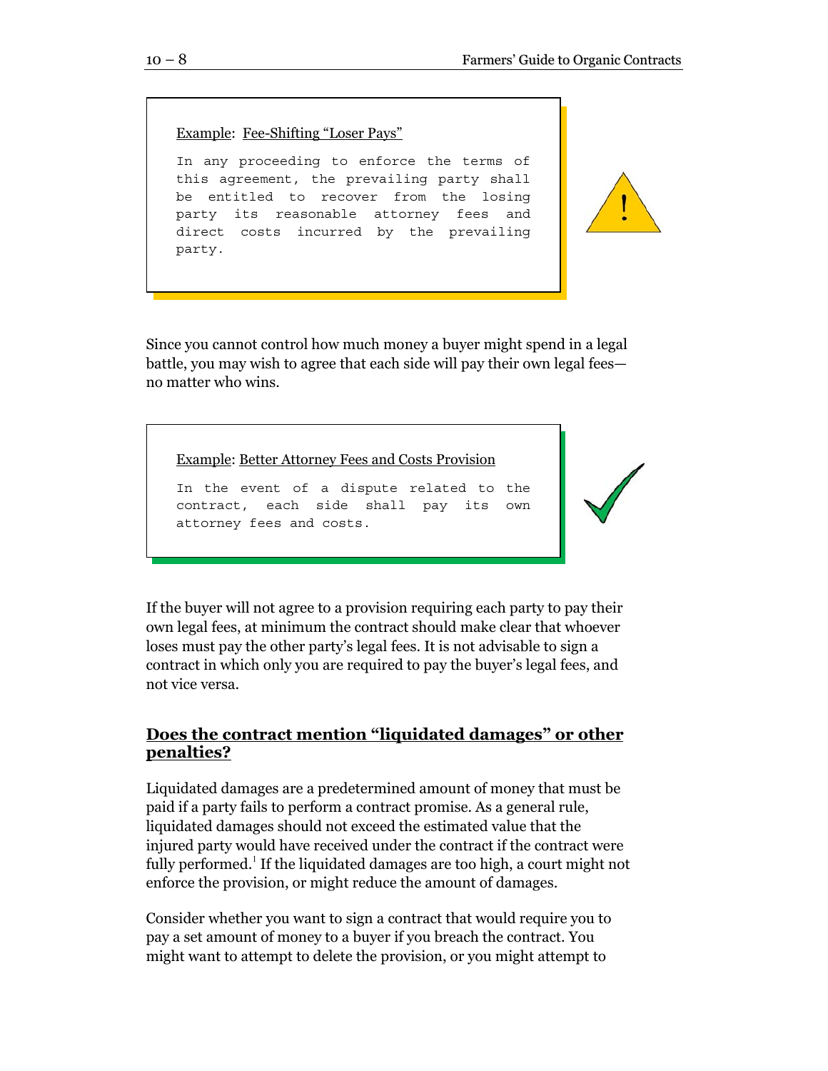Example: Fee-Shifting "Loser Pays"

```
In any proceeding to enforce the terms of
this agreement, the prevailing party shall
be entitled to recover from the losing
party its reasonable attorney fees and
direct costs incurred by the prevailing
party.
```

Since you cannot control how much money a buyer might spend in a legal battle, you may wish to agree that each side will pay their own legal fees—no matter who wins.

Example: Better Attorney Fees and Costs Provision

```
In the event of a dispute related to the
contract, each side shall pay its own
attorney fees and costs.
```

If the buyer will not agree to a provision requiring each party to pay their own legal fees, at minimum the contract should make clear that whoever loses must pay the other party's legal fees. It is not advisable to sign a contract in which only you are required to pay the buyer's legal fees, and not vice versa.

## Does the contract mention "liquidated damages" or other penalties?

Liquidated damages are a predetermined amount of money that must be paid if a party fails to perform a contract promise. As a general rule, liquidated damages should not exceed the estimated value that the injured party would have received under the contract if the contract were fully performed.[1] If the liquidated damages are too high, a court might not enforce the provision, or might reduce the amount of damages.

Consider whether you want to sign a contract that would require you to pay a set amount of money to a buyer if you breach the contract. You might want to attempt to delete the provision, or you might attempt to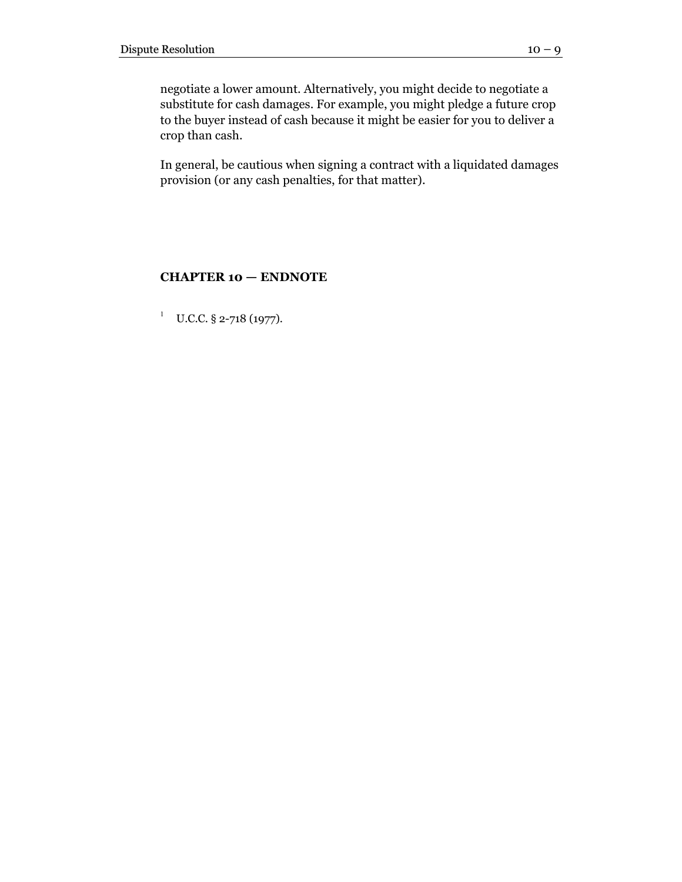negotiate a lower amount. Alternatively, you might decide to negotiate a substitute for cash damages. For example, you might pledge a future crop to the buyer instead of cash because it might be easier for you to deliver a crop than cash.

In general, be cautious when signing a contract with a liquidated damages provision (or any cash penalties, for that matter).

## CHAPTER 10 — ENDNOTE

[1] U.C.C. § 2-718 (1977).